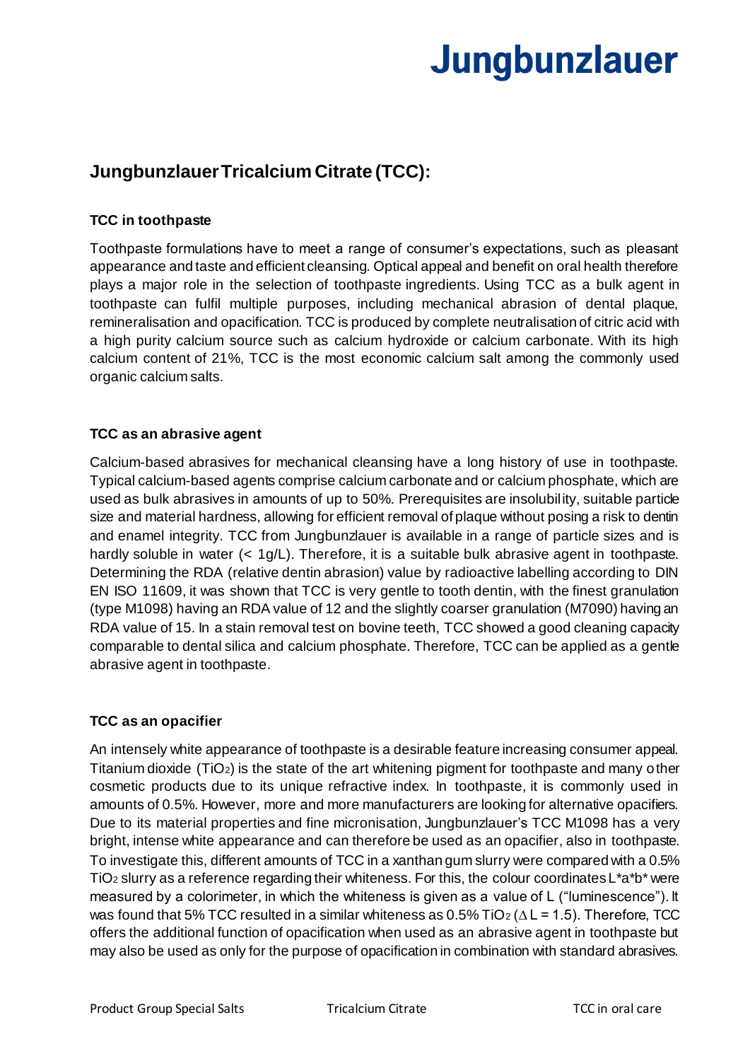# Jungbunzlauer

## Jungbunzlauer Tricalcium Citrate (TCC):

### TCC in toothpaste

Toothpaste formulations have to meet a range of consumer's expectations, such as pleasant appearance and taste and efficient cleansing. Optical appeal and benefit on oral health therefore plays a major role in the selection of toothpaste ingredients. Using TCC as a bulk agent in toothpaste can fulfil multiple purposes, including mechanical abrasion of dental plaque, remineralisation and opacification. TCC is produced by complete neutralisation of citric acid with a high purity calcium source such as calcium hydroxide or calcium carbonate. With its high calcium content of 21%, TCC is the most economic calcium salt among the commonly used organic calcium salts.

### TCC as an abrasive agent

Calcium-based abrasives for mechanical cleansing have a long history of use in toothpaste. Typical calcium-based agents comprise calcium carbonate and or calcium phosphate, which are used as bulk abrasives in amounts of up to 50%. Prerequisites are insolubility, suitable particle size and material hardness, allowing for efficient removal of plaque without posing a risk to dentin and enamel integrity. TCC from Jungbunzlauer is available in a range of particle sizes and is hardly soluble in water (< 1g/L). Therefore, it is a suitable bulk abrasive agent in toothpaste. Determining the RDA (relative dentin abrasion) value by radioactive labelling according to DIN EN ISO 11609, it was shown that TCC is very gentle to tooth dentin, with the finest granulation (type M1098) having an RDA value of 12 and the slightly coarser granulation (M7090) having an RDA value of 15. In a stain removal test on bovine teeth, TCC showed a good cleaning capacity comparable to dental silica and calcium phosphate. Therefore, TCC can be applied as a gentle abrasive agent in toothpaste.

### TCC as an opacifier

An intensely white appearance of toothpaste is a desirable feature increasing consumer appeal. Titanium dioxide ($TiO_2$) is the state of the art whitening pigment for toothpaste and many other cosmetic products due to its unique refractive index. In toothpaste, it is commonly used in amounts of 0.5%. However, more and more manufacturers are looking for alternative opacifiers. Due to its material properties and fine micronisation, Jungbunzlauer's TCC M1098 has a very bright, intense white appearance and can therefore be used as an opacifier, also in toothpaste. To investigate this, different amounts of TCC in a xanthan gum slurry were compared with a 0.5% $TiO_2$ slurry as a reference regarding their whiteness. For this, the colour coordinates L*a*b* were measured by a colorimeter, in which the whiteness is given as a value of L ("luminescence"). It was found that 5% TCC resulted in a similar whiteness as 0.5% $TiO_2$ ($\Delta L = 1.5$). Therefore, TCC offers the additional function of opacification when used as an abrasive agent in toothpaste but may also be used as only for the purpose of opacification in combination with standard abrasives.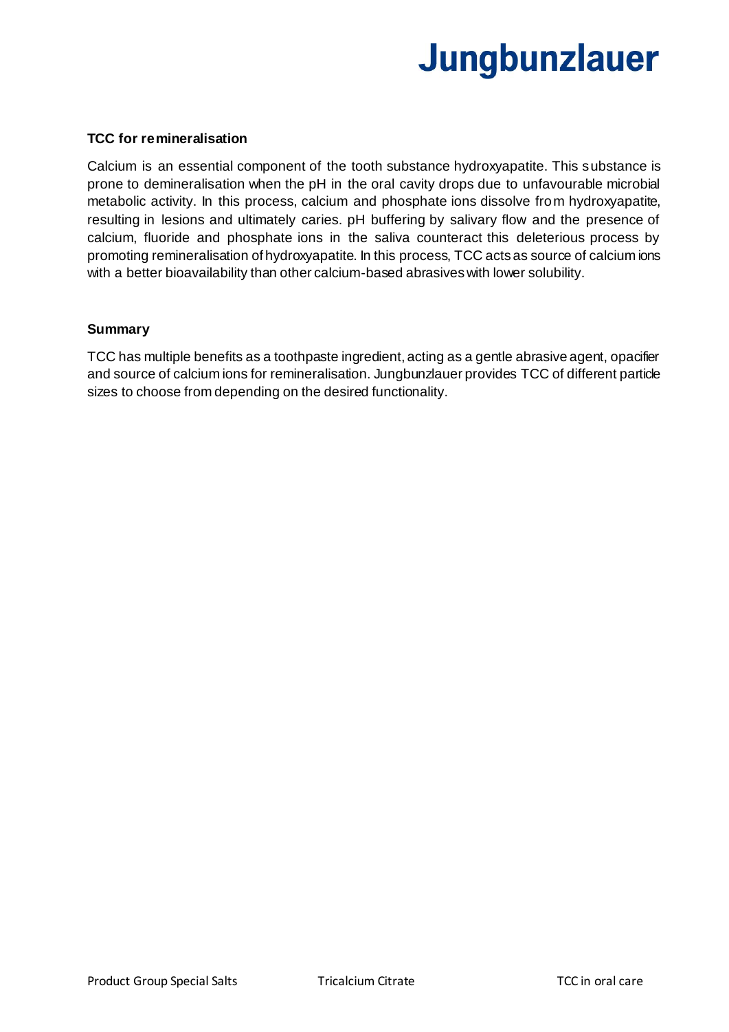**TCC for remineralisation**

Calcium is an essential component of the tooth substance hydroxyapatite. This substance is prone to demineralisation when the pH in the oral cavity drops due to unfavourable microbial metabolic activity. In this process, calcium and phosphate ions dissolve from hydroxyapatite, resulting in lesions and ultimately caries. pH buffering by salivary flow and the presence of calcium, fluoride and phosphate ions in the saliva counteract this deleterious process by promoting remineralisation of hydroxyapatite. In this process, TCC acts as source of calcium ions with a better bioavailability than other calcium-based abrasives with lower solubility.

**Summary**

TCC has multiple benefits as a toothpaste ingredient, acting as a gentle abrasive agent, opacifier and source of calcium ions for remineralisation. Jungbunzlauer provides TCC of different particle sizes to choose from depending on the desired functionality.